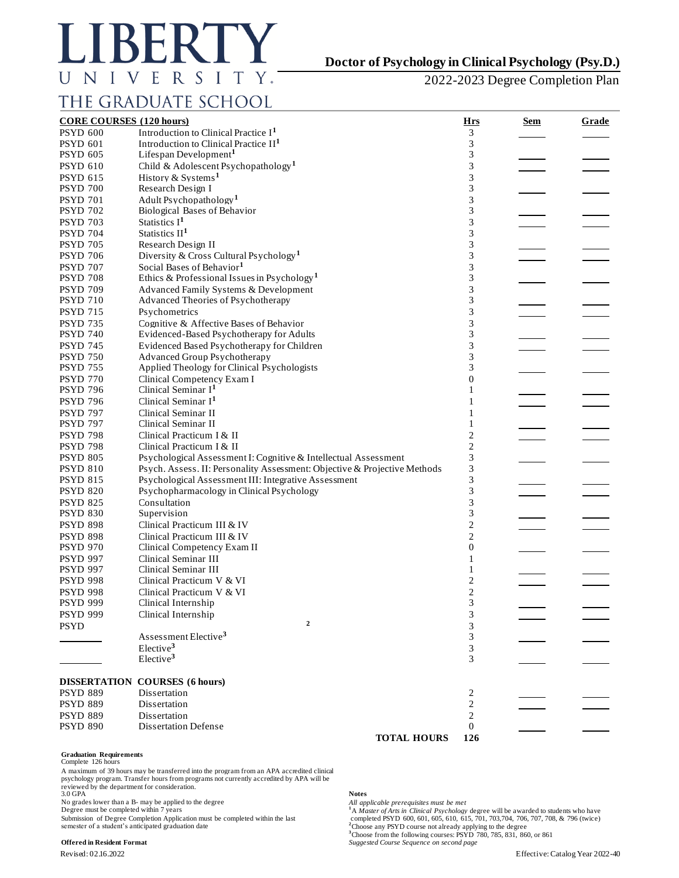# LIBERTY UNIVERSITY

## THE GRADUATE SCHOOL

## Doctor of Psychology in Clinical Psychology (Psy.D.)

2022-2023 Degree Completion Plan

| CORE COURSES (120 hours) | | Hrs | Sem | Grade |
|---|---|---|---|---|
| PSYD 600 | Introduction to Clinical Practice I[1] | 3 | | |
| PSYD 601 | Introduction to Clinical Practice II[1] | 3 | | |
| PSYD 605 | Lifespan Development[1] | 3 | | |
| PSYD 610 | Child & Adolescent Psychopathology[1] | 3 | | |
| PSYD 615 | History & Systems[1] | 3 | | |
| PSYD 700 | Research Design I | 3 | | |
| PSYD 701 | Adult Psychopathology[1] | 3 | | |
| PSYD 702 | Biological Bases of Behavior | 3 | | |
| PSYD 703 | Statistics I[1] | 3 | | |
| PSYD 704 | Statistics II[1] | 3 | | |
| PSYD 705 | Research Design II | 3 | | |
| PSYD 706 | Diversity & Cross Cultural Psychology[1] | 3 | | |
| PSYD 707 | Social Bases of Behavior[1] | 3 | | |
| PSYD 708 | Ethics & Professional Issues in Psychology[1] | 3 | | |
| PSYD 709 | Advanced Family Systems & Development | 3 | | |
| PSYD 710 | Advanced Theories of Psychotherapy | 3 | | |
| PSYD 715 | Psychometrics | 3 | | |
| PSYD 735 | Cognitive & Affective Bases of Behavior | 3 | | |
| PSYD 740 | Evidenced-Based Psychotherapy for Adults | 3 | | |
| PSYD 745 | Evidenced Based Psychotherapy for Children | 3 | | |
| PSYD 750 | Advanced Group Psychotherapy | 3 | | |
| PSYD 755 | Applied Theology for Clinical Psychologists | 3 | | |
| PSYD 770 | Clinical Competency Exam I | 0 | | |
| PSYD 796 | Clinical Seminar I[1] | 1 | | |
| PSYD 796 | Clinical Seminar I[1] | 1 | | |
| PSYD 797 | Clinical Seminar II | 1 | | |
| PSYD 797 | Clinical Seminar II | 1 | | |
| PSYD 798 | Clinical Practicum I & II | 2 | | |
| PSYD 798 | Clinical Practicum I & II | 2 | | |
| PSYD 805 | Psychological Assessment I: Cognitive & Intellectual Assessment | 3 | | |
| PSYD 810 | Psych. Assess. II: Personality Assessment: Objective & Projective Methods | 3 | | |
| PSYD 815 | Psychological Assessment III: Integrative Assessment | 3 | | |
| PSYD 820 | Psychopharmacology in Clinical Psychology | 3 | | |
| PSYD 825 | Consultation | 3 | | |
| PSYD 830 | Supervision | 3 | | |
| PSYD 898 | Clinical Practicum III & IV | 2 | | |
| PSYD 898 | Clinical Practicum III & IV | 2 | | |
| PSYD 970 | Clinical Competency Exam II | 0 | | |
| PSYD 997 | Clinical Seminar III | 1 | | |
| PSYD 997 | Clinical Seminar III | 1 | | |
| PSYD 998 | Clinical Practicum V & VI | 2 | | |
| PSYD 998 | Clinical Practicum V & VI | 2 | | |
| PSYD 999 | Clinical Internship | 3 | | |
| PSYD 999 | Clinical Internship | 3 | | |
| PSYD | [2] | 3 | | |
| ______ | Assessment Elective[3] | 3 | | |
| ______ | Elective[3] | 3 | | |
| | Elective[3] | 3 | | |
| **DISSERTATION COURSES (6 hours)** | | | | |
| PSYD 889 | Dissertation | 2 | | |
| PSYD 889 | Dissertation | 2 | | |
| PSYD 889 | Dissertation | 2 | | |
| PSYD 890 | Dissertation Defense | 0 | | |
| | **TOTAL HOURS** | **126** | | |

**Graduation Requirements**

Complete 126 hours

A maximum of 39 hours may be transferred into the program from an APA accredited clinical psychology program. Transfer hours from programs not currently accredited by APA will be reviewed by the department for consideration.

3.0 GPA

No grades lower than a B- may be applied to the degree

Degree must be completed within 7 years

Submission of Degree Completion Application must be completed within the last semester of a student's anticipated graduation date

**Offered in Resident Format**

**Notes**

*All applicable prerequisites must be met*

[1]A *Master of Arts in Clinical Psychology* degree will be awarded to students who have completed PSYD 600, 601, 605, 610, 615, 701, 703,704, 706, 707, 708, & 796 (twice)

[2]Choose any PSYD course not already applying to the degree

[3]Choose from the following courses: PSYD 780, 785, 831, 860, or 861

*Suggested Course Sequence on second page*

Revised: 02.16.2022

Effective: Catalog Year 2022-40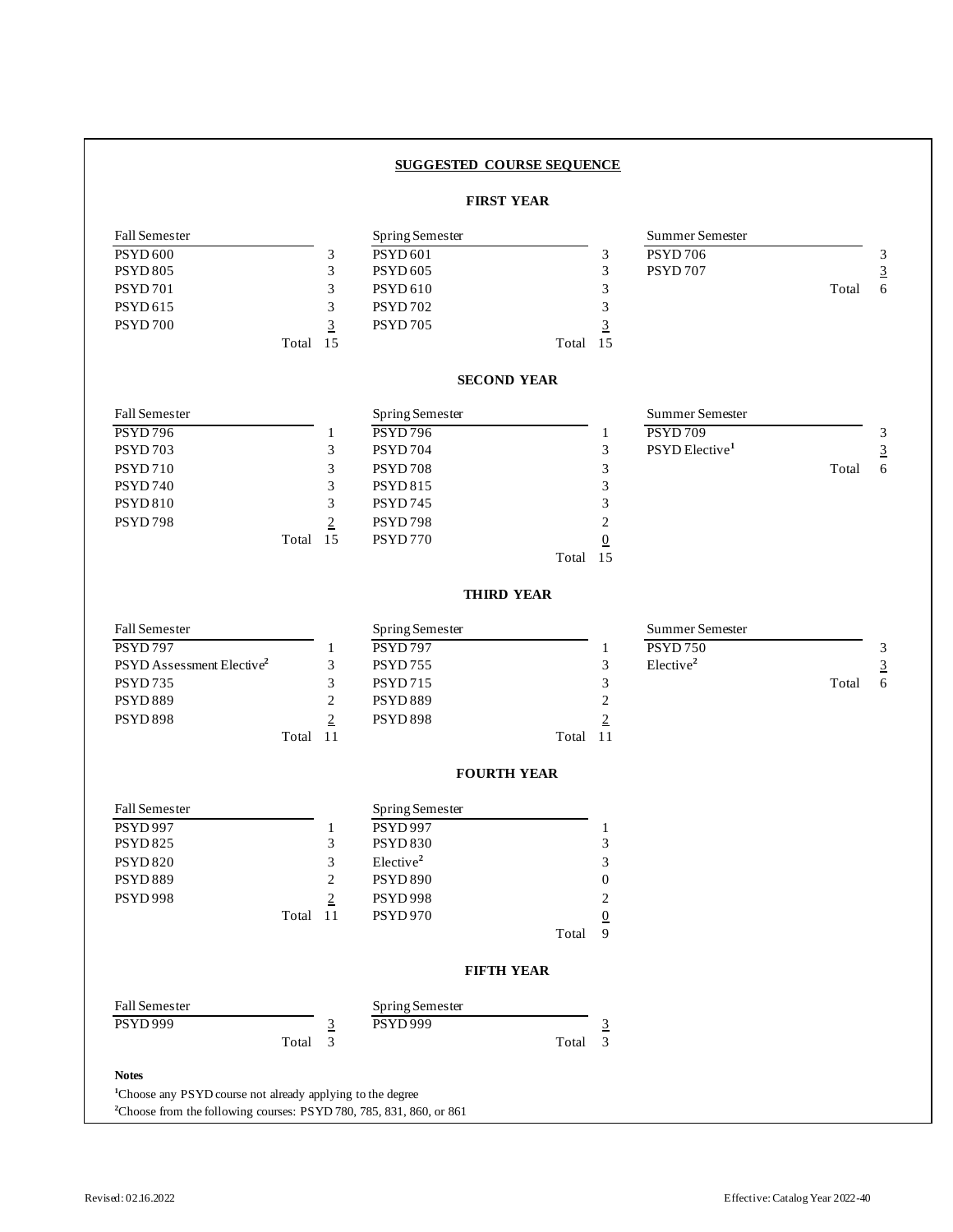## SUGGESTED COURSE SEQUENCE

### FIRST YEAR

| Fall Semester | | Spring Semester | | Summer Semester | |
|---|---|---|---|---|---|
| PSYD 600 | 3 | PSYD 601 | 3 | PSYD 706 | 3 |
| PSYD 805 | 3 | PSYD 605 | 3 | PSYD 707 | 3 |
| PSYD 701 | 3 | PSYD 610 | 3 | Total | 6 |
| PSYD 615 | 3 | PSYD 702 | 3 | | |
| PSYD 700 | 3 | PSYD 705 | 3 | | |
| Total | 15 | Total | 15 | | |

### SECOND YEAR

| Fall Semester | | Spring Semester | | Summer Semester | |
|---|---|---|---|---|---|
| PSYD 796 | 1 | PSYD 796 | 1 | PSYD 709 | 3 |
| PSYD 703 | 3 | PSYD 704 | 3 | PSYD Elective[1] | 3 |
| PSYD 710 | 3 | PSYD 708 | 3 | Total | 6 |
| PSYD 740 | 3 | PSYD 815 | 3 | | |
| PSYD 810 | 3 | PSYD 745 | 3 | | |
| PSYD 798 | 2 | PSYD 798 | 2 | | |
| Total | 15 | PSYD 770 | 0 | | |
| | | Total | 15 | | |

### THIRD YEAR

| Fall Semester | | Spring Semester | | Summer Semester | |
|---|---|---|---|---|---|
| PSYD 797 | 1 | PSYD 797 | 1 | PSYD 750 | 3 |
| PSYD Assessment Elective[2] | 3 | PSYD 755 | 3 | Elective[2] | 3 |
| PSYD 735 | 3 | PSYD 715 | 3 | Total | 6 |
| PSYD 889 | 2 | PSYD 889 | 2 | | |
| PSYD 898 | 2 | PSYD 898 | 2 | | |
| Total | 11 | Total | 11 | | |

### FOURTH YEAR

| Fall Semester | | Spring Semester | |
|---|---|---|---|
| PSYD 997 | 1 | PSYD 997 | 1 |
| PSYD 825 | 3 | PSYD 830 | 3 |
| PSYD 820 | 3 | Elective[2] | 3 |
| PSYD 889 | 2 | PSYD 890 | 0 |
| PSYD 998 | 2 | PSYD 998 | 2 |
| Total | 11 | PSYD 970 | 0 |
| | | Total | 9 |

### FIFTH YEAR

| Fall Semester | | Spring Semester | |
|---|---|---|---|
| PSYD 999 | 3 | PSYD 999 | 3 |
| Total | 3 | Total | 3 |

**Notes**

[1]Choose any PSYD course not already applying to the degree

[2]Choose from the following courses: PSYD 780, 785, 831, 860, or 861

Revised: 02.16.2022 Effective: Catalog Year 2022-40